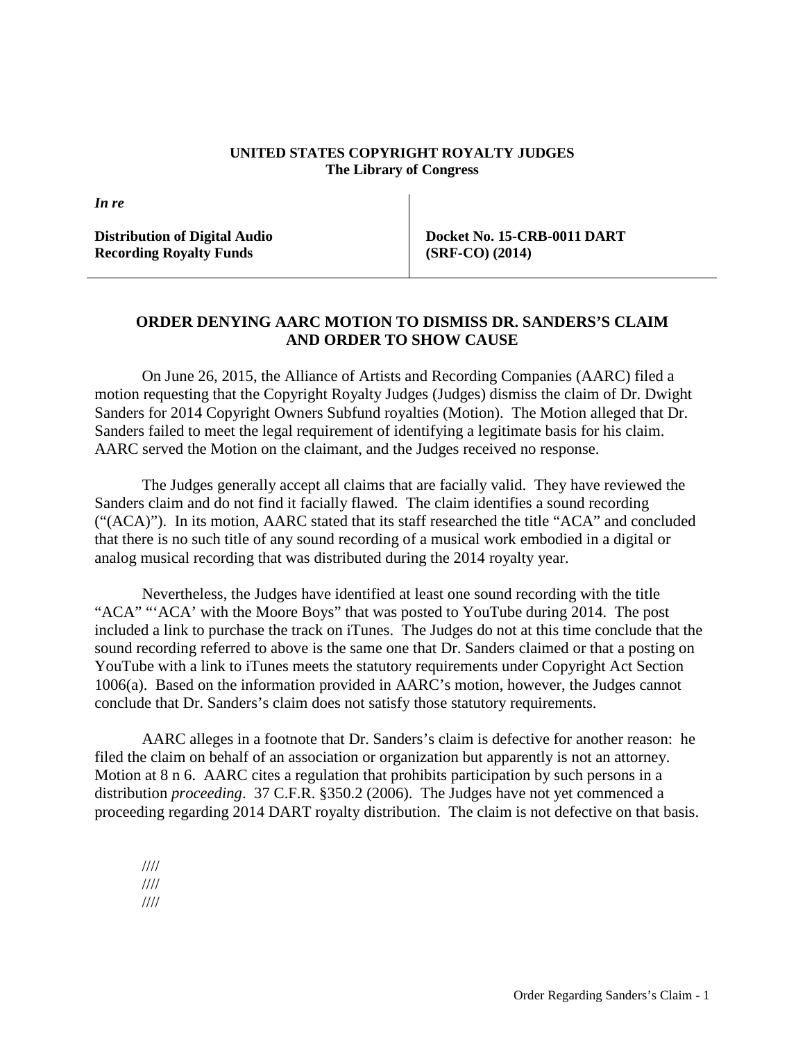**UNITED STATES COPYRIGHT ROYALTY JUDGES**
**The Library of Congress**

| *In re* | |
|---|---|
| **Distribution of Digital Audio Recording Royalty Funds** | **Docket No. 15-CRB-0011 DART (SRF-CO) (2014)** |

## ORDER DENYING AARC MOTION TO DISMISS DR. SANDERS'S CLAIM AND ORDER TO SHOW CAUSE

On June 26, 2015, the Alliance of Artists and Recording Companies (AARC) filed a motion requesting that the Copyright Royalty Judges (Judges) dismiss the claim of Dr. Dwight Sanders for 2014 Copyright Owners Subfund royalties (Motion). The Motion alleged that Dr. Sanders failed to meet the legal requirement of identifying a legitimate basis for his claim. AARC served the Motion on the claimant, and the Judges received no response.

The Judges generally accept all claims that are facially valid. They have reviewed the Sanders claim and do not find it facially flawed. The claim identifies a sound recording ("(ACA)"). In its motion, AARC stated that its staff researched the title "ACA" and concluded that there is no such title of any sound recording of a musical work embodied in a digital or analog musical recording that was distributed during the 2014 royalty year.

Nevertheless, the Judges have identified at least one sound recording with the title "ACA" "'ACA' with the Moore Boys" that was posted to YouTube during 2014. The post included a link to purchase the track on iTunes. The Judges do not at this time conclude that the sound recording referred to above is the same one that Dr. Sanders claimed or that a posting on YouTube with a link to iTunes meets the statutory requirements under Copyright Act Section 1006(a). Based on the information provided in AARC's motion, however, the Judges cannot conclude that Dr. Sanders's claim does not satisfy those statutory requirements.

AARC alleges in a footnote that Dr. Sanders's claim is defective for another reason: he filed the claim on behalf of an association or organization but apparently is not an attorney. Motion at 8 n 6. AARC cites a regulation that prohibits participation by such persons in a distribution *proceeding*. 37 C.F.R. §350.2 (2006). The Judges have not yet commenced a proceeding regarding 2014 DART royalty distribution. The claim is not defective on that basis.

////
////
////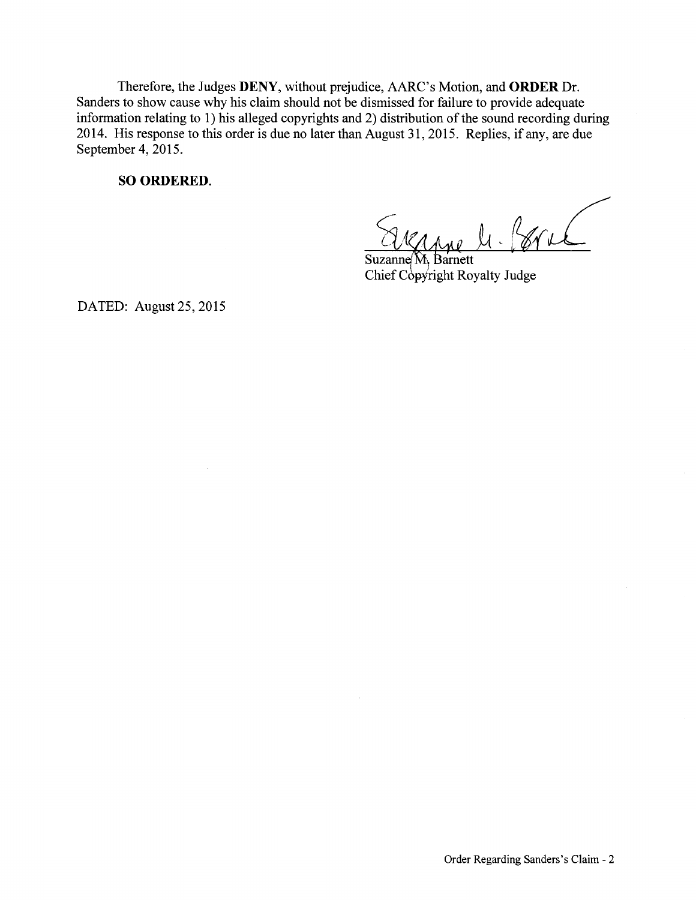Therefore, the Judges **DENY**, without prejudice, AARC's Motion, and **ORDER** Dr. Sanders to show cause why his claim should not be dismissed for failure to provide adequate information relating to 1) his alleged copyrights and 2) distribution of the sound recording during 2014. His response to this order is due no later than August 31, 2015. Replies, if any, are due September 4, 2015.

**SO ORDERED.**

Suzanne M. Barnett
Chief Copyright Royalty Judge

DATED: August 25, 2015